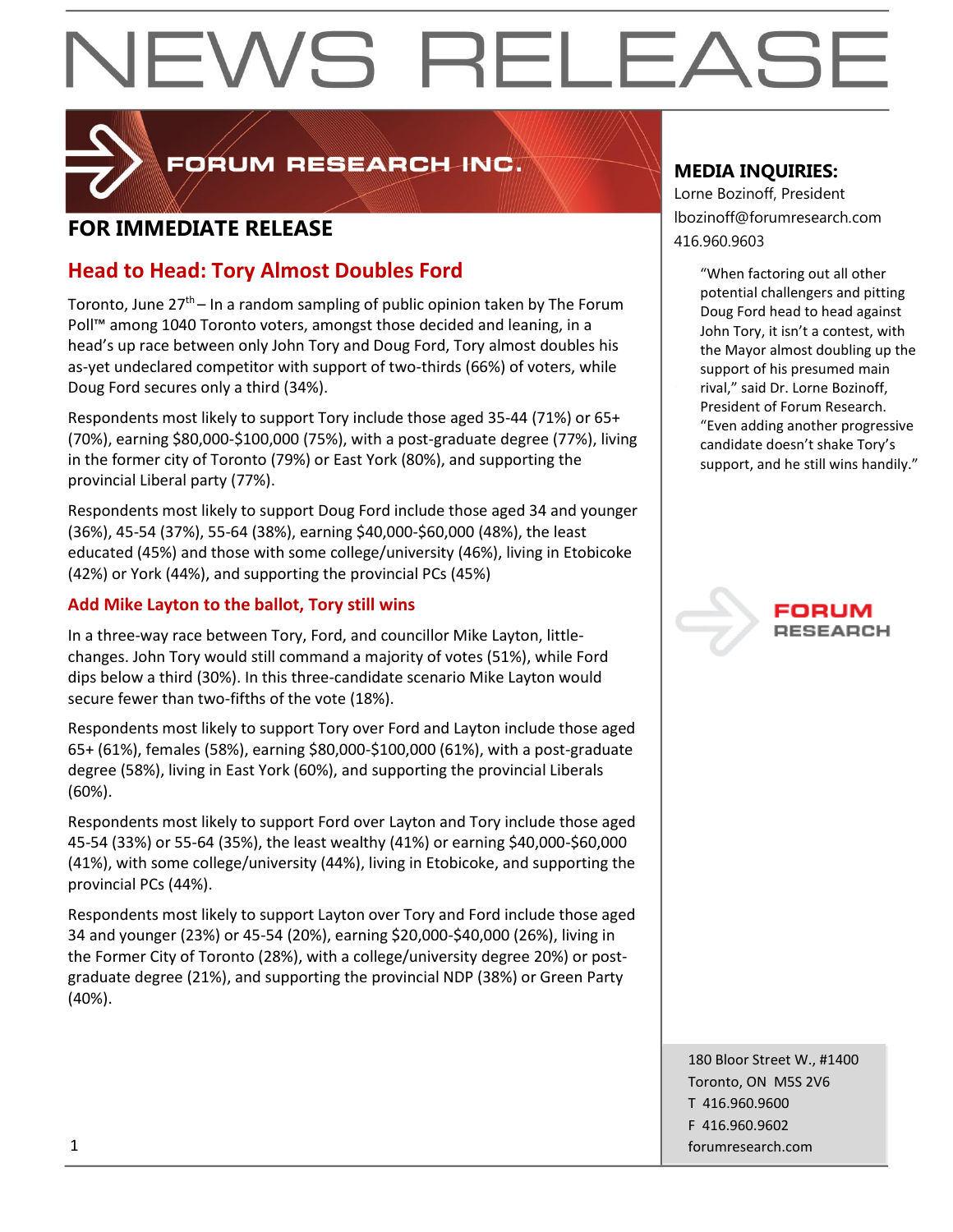# NEWS RELEASE

FORUM RESEARCH INC.

## FOR IMMEDIATE RELEASE

**MEDIA INQUIRIES:**
Lorne Bozinoff, President
lbozinoff@forumresearch.com
416.960.9603

## Head to Head: Tory Almost Doubles Ford

Toronto, June 27th – In a random sampling of public opinion taken by The Forum Poll™ among 1040 Toronto voters, amongst those decided and leaning, in a head's up race between only John Tory and Doug Ford, Tory almost doubles his as-yet undeclared competitor with support of two-thirds (66%) of voters, while Doug Ford secures only a third (34%).

Respondents most likely to support Tory include those aged 35-44 (71%) or 65+ (70%), earning $80,000-$100,000 (75%), with a post-graduate degree (77%), living in the former city of Toronto (79%) or East York (80%), and supporting the provincial Liberal party (77%).

Respondents most likely to support Doug Ford include those aged 34 and younger (36%), 45-54 (37%), 55-64 (38%), earning $40,000-$60,000 (48%), the least educated (45%) and those with some college/university (46%), living in Etobicoke (42%) or York (44%), and supporting the provincial PCs (45%)

### Add Mike Layton to the ballot, Tory still wins

In a three-way race between Tory, Ford, and councillor Mike Layton, little-changes. John Tory would still command a majority of votes (51%), while Ford dips below a third (30%). In this three-candidate scenario Mike Layton would secure fewer than two-fifths of the vote (18%).

Respondents most likely to support Tory over Ford and Layton include those aged 65+ (61%), females (58%), earning $80,000-$100,000 (61%), with a post-graduate degree (58%), living in East York (60%), and supporting the provincial Liberals (60%).

Respondents most likely to support Ford over Layton and Tory include those aged 45-54 (33%) or 55-64 (35%), the least wealthy (41%) or earning $40,000-$60,000 (41%), with some college/university (44%), living in Etobicoke, and supporting the provincial PCs (44%).

Respondents most likely to support Layton over Tory and Ford include those aged 34 and younger (23%) or 45-54 (20%), earning $20,000-$40,000 (26%), living in the Former City of Toronto (28%), with a college/university degree 20%) or post-graduate degree (21%), and supporting the provincial NDP (38%) or Green Party (40%).

"When factoring out all other potential challengers and pitting Doug Ford head to head against John Tory, it isn't a contest, with the Mayor almost doubling up the support of his presumed main rival," said Dr. Lorne Bozinoff, President of Forum Research. "Even adding another progressive candidate doesn't shake Tory's support, and he still wins handily."

FORUM RESEARCH

180 Bloor Street W., #1400
Toronto, ON M5S 2V6
T 416.960.9600
F 416.960.9602
forumresearch.com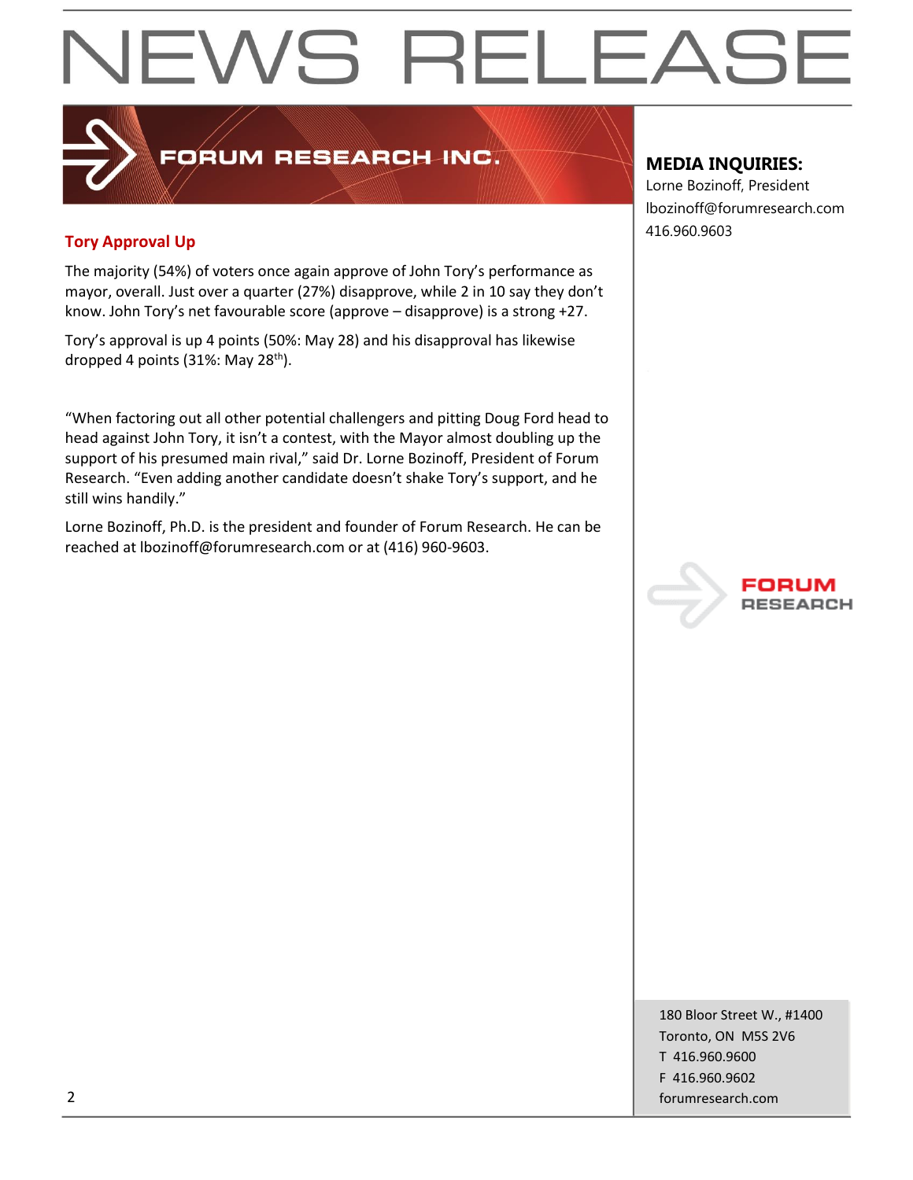# NEWS RELEASE

FORUM RESEARCH INC.

**MEDIA INQUIRIES:**
Lorne Bozinoff, President
lbozinoff@forumresearch.com
416.960.9603

## Tory Approval Up

The majority (54%) of voters once again approve of John Tory's performance as mayor, overall. Just over a quarter (27%) disapprove, while 2 in 10 say they don't know. John Tory's net favourable score (approve – disapprove) is a strong +27.

Tory's approval is up 4 points (50%: May 28) and his disapproval has likewise dropped 4 points (31%: May 28th).

"When factoring out all other potential challengers and pitting Doug Ford head to head against John Tory, it isn't a contest, with the Mayor almost doubling up the support of his presumed main rival," said Dr. Lorne Bozinoff, President of Forum Research. "Even adding another candidate doesn't shake Tory's support, and he still wins handily."

Lorne Bozinoff, Ph.D. is the president and founder of Forum Research. He can be reached at lbozinoff@forumresearch.com or at (416) 960-9603.

FORUM RESEARCH

180 Bloor Street W., #1400
Toronto, ON M5S 2V6
T 416.960.9600
F 416.960.9602
forumresearch.com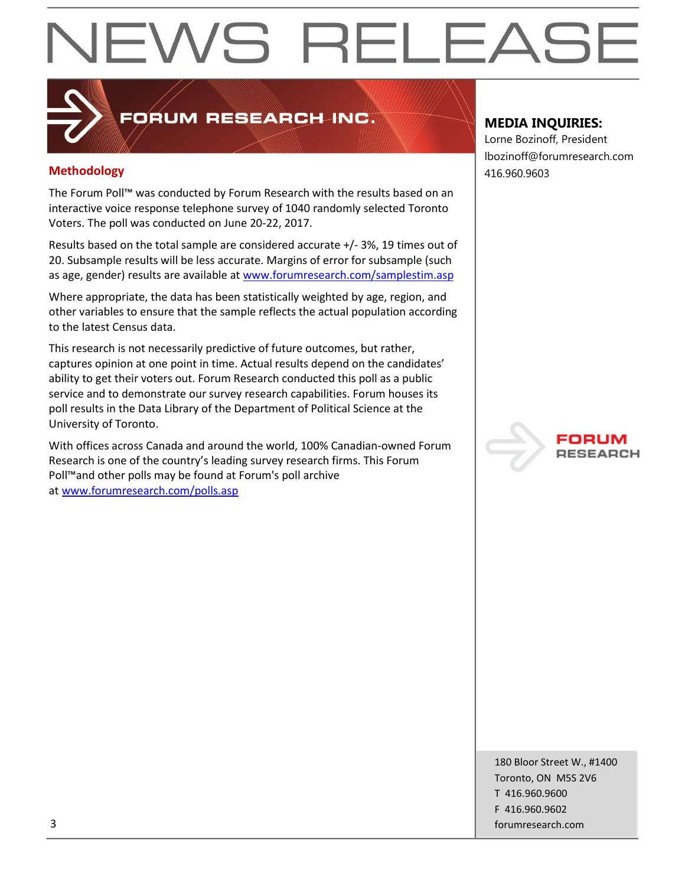# NEWS RELEASE

**FORUM RESEARCH INC.**

## Methodology

The Forum Poll™ was conducted by Forum Research with the results based on an interactive voice response telephone survey of 1040 randomly selected Toronto Voters. The poll was conducted on June 20-22, 2017.

Results based on the total sample are considered accurate +/- 3%, 19 times out of 20. Subsample results will be less accurate. Margins of error for subsample (such as age, gender) results are available at www.forumresearch.com/samplestim.asp

Where appropriate, the data has been statistically weighted by age, region, and other variables to ensure that the sample reflects the actual population according to the latest Census data.

This research is not necessarily predictive of future outcomes, but rather, captures opinion at one point in time. Actual results depend on the candidates' ability to get their voters out. Forum Research conducted this poll as a public service and to demonstrate our survey research capabilities. Forum houses its poll results in the Data Library of the Department of Political Science at the University of Toronto.

With offices across Canada and around the world, 100% Canadian-owned Forum Research is one of the country's leading survey research firms. This Forum Poll™and other polls may be found at Forum's poll archive at www.forumresearch.com/polls.asp

**MEDIA INQUIRIES:**
Lorne Bozinoff, President
lbozinoff@forumresearch.com
416.960.9603

FORUM RESEARCH

180 Bloor Street W., #1400
Toronto, ON M5S 2V6
T 416.960.9600
F 416.960.9602
forumresearch.com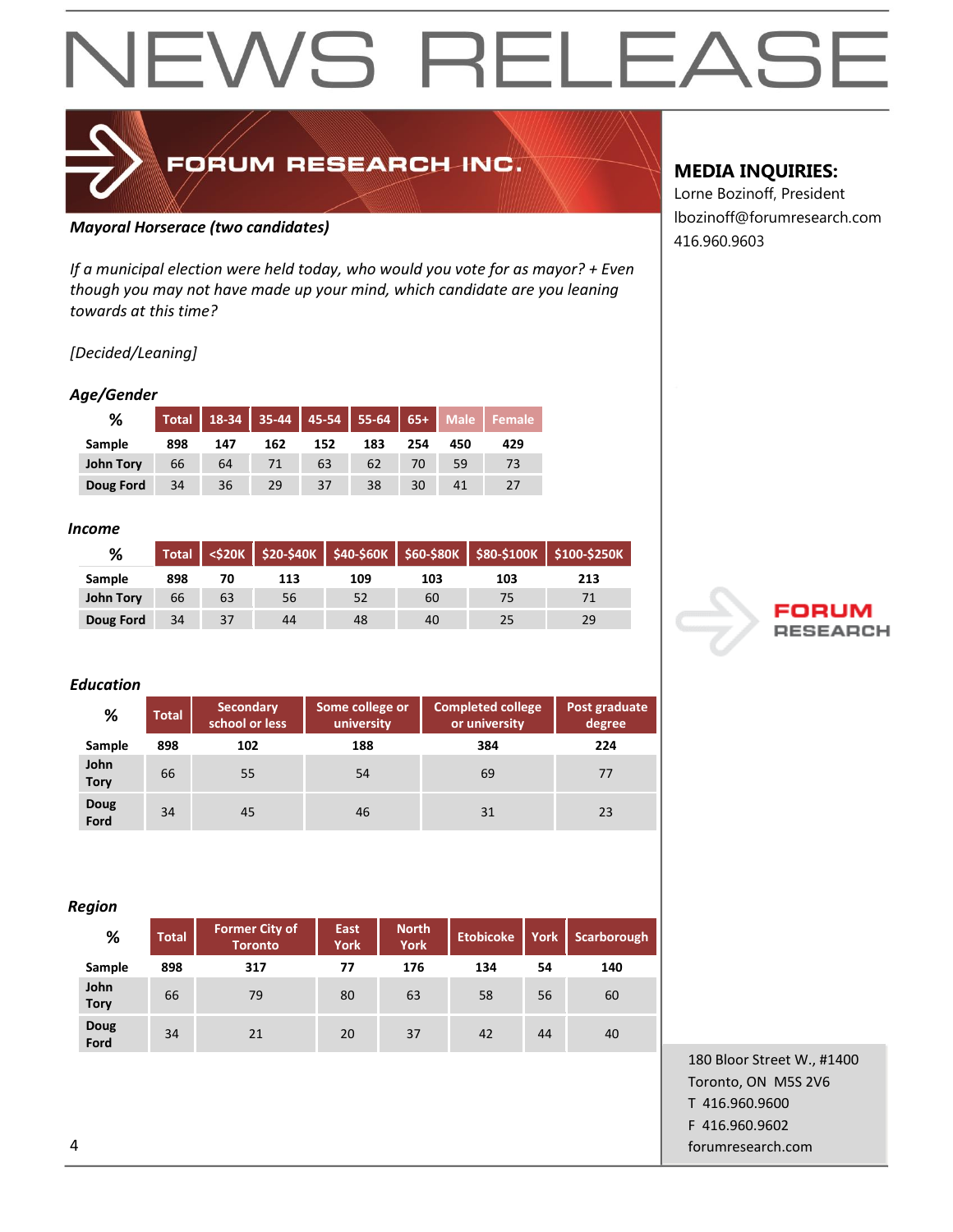# NEWS RELEASE

**FORUM RESEARCH INC.**

**MEDIA INQUIRIES:**
Lorne Bozinoff, President
lbozinoff@forumresearch.com
416.960.9603

***Mayoral Horserace (two candidates)***

*If a municipal election were held today, who would you vote for as mayor? + Even though you may not have made up your mind, which candidate are you leaning towards at this time?*

*[Decided/Leaning]*

### *Age/Gender*

| % | Total | 18-34 | 35-44 | 45-54 | 55-64 | 65+ | Male | Female |
|---|---|---|---|---|---|---|---|---|
| **Sample** | **898** | **147** | **162** | **152** | **183** | **254** | **450** | **429** |
| **John Tory** | 66 | 64 | 71 | 63 | 62 | 70 | 59 | 73 |
| **Doug Ford** | 34 | 36 | 29 | 37 | 38 | 30 | 41 | 27 |

### *Income*

| % | Total | <$20K | $20-$40K | $40-$60K | $60-$80K | $80-$100K | $100-$250K |
|---|---|---|---|---|---|---|---|
| **Sample** | **898** | **70** | **113** | **109** | **103** | **103** | **213** |
| **John Tory** | 66 | 63 | 56 | 52 | 60 | 75 | 71 |
| **Doug Ford** | 34 | 37 | 44 | 48 | 40 | 25 | 29 |

### *Education*

| % | Total | Secondary school or less | Some college or university | Completed college or university | Post graduate degree |
|---|---|---|---|---|---|
| **Sample** | **898** | **102** | **188** | **384** | **224** |
| **John Tory** | 66 | 55 | 54 | 69 | 77 |
| **Doug Ford** | 34 | 45 | 46 | 31 | 23 |

### *Region*

| % | Total | Former City of Toronto | East York | North York | Etobicoke | York | Scarborough |
|---|---|---|---|---|---|---|---|
| **Sample** | **898** | **317** | **77** | **176** | **134** | **54** | **140** |
| **John Tory** | 66 | 79 | 80 | 63 | 58 | 56 | 60 |
| **Doug Ford** | 34 | 21 | 20 | 37 | 42 | 44 | 40 |

FORUM RESEARCH

180 Bloor Street W., #1400
Toronto, ON M5S 2V6
T 416.960.9600
F 416.960.9602
forumresearch.com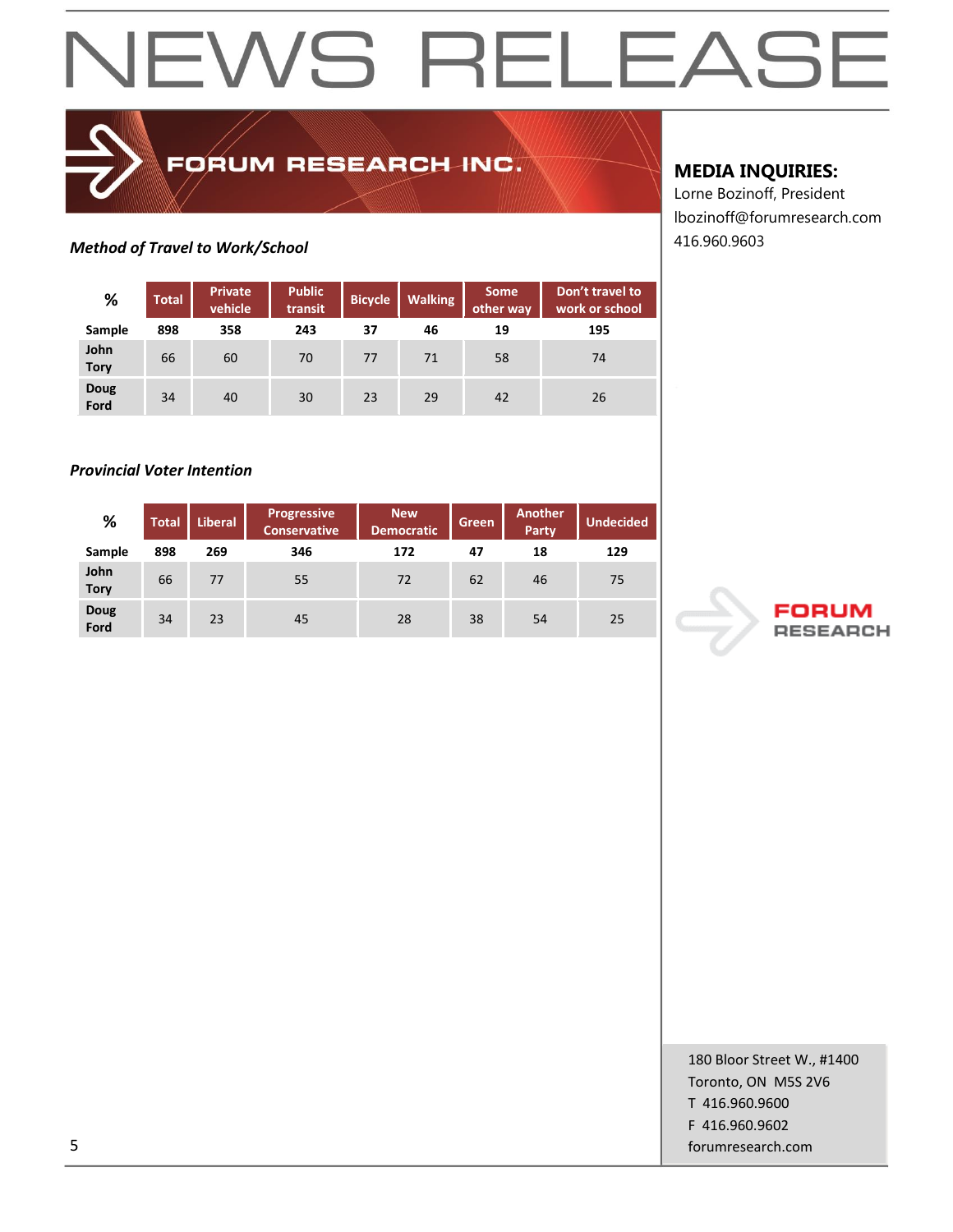# NEWS RELEASE

**FORUM RESEARCH INC.**

**MEDIA INQUIRIES:**
Lorne Bozinoff, President
lbozinoff@forumresearch.com
416.960.9603

***Method of Travel to Work/School***

| % | Total | Private vehicle | Public transit | Bicycle | Walking | Some other way | Don't travel to work or school |
|---|---|---|---|---|---|---|---|
| **Sample** | **898** | **358** | **243** | **37** | **46** | **19** | **195** |
| **John Tory** | 66 | 60 | 70 | 77 | 71 | 58 | 74 |
| **Doug Ford** | 34 | 40 | 30 | 23 | 29 | 42 | 26 |

***Provincial Voter Intention***

| % | Total | Liberal | Progressive Conservative | New Democratic | Green | Another Party | Undecided |
|---|---|---|---|---|---|---|---|
| **Sample** | **898** | **269** | **346** | **172** | **47** | **18** | **129** |
| **John Tory** | 66 | 77 | 55 | 72 | 62 | 46 | 75 |
| **Doug Ford** | 34 | 23 | 45 | 28 | 38 | 54 | 25 |

FORUM RESEARCH

180 Bloor Street W., #1400
Toronto, ON M5S 2V6
T 416.960.9600
F 416.960.9602
forumresearch.com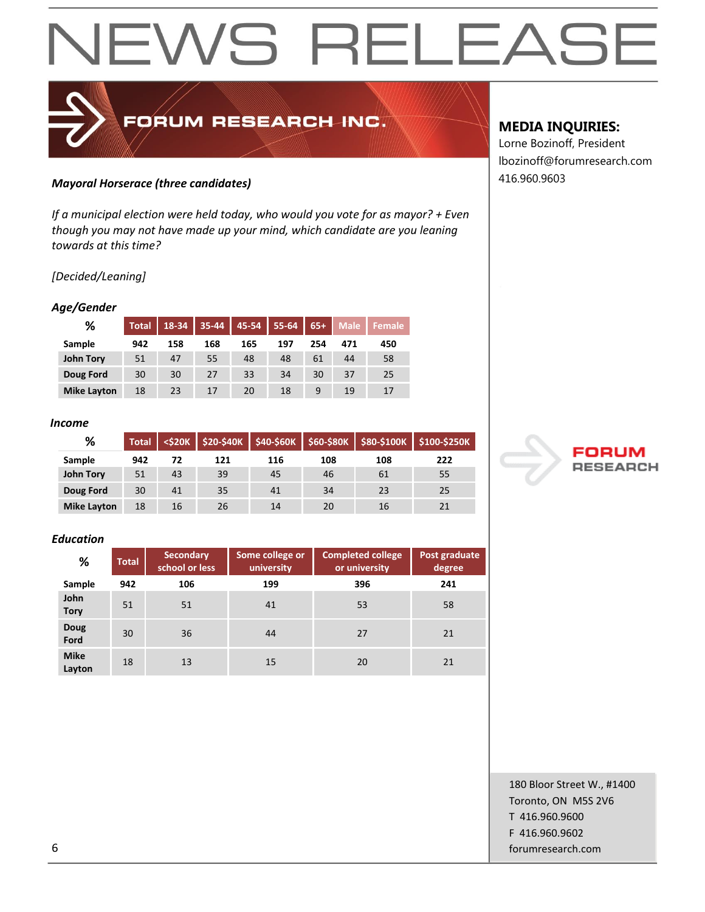# NEWS RELEASE

**FORUM RESEARCH INC.**

**MEDIA INQUIRIES:**
Lorne Bozinoff, President
lbozinoff@forumresearch.com
416.960.9603

***Mayoral Horserace (three candidates)***

*If a municipal election were held today, who would you vote for as mayor? + Even though you may not have made up your mind, which candidate are you leaning towards at this time?*

*[Decided/Leaning]*

***Age/Gender***

| % | Total | 18-34 | 35-44 | 45-54 | 55-64 | 65+ | Male | Female |
|---|---|---|---|---|---|---|---|---|
| **Sample** | 942 | 158 | 168 | 165 | 197 | 254 | 471 | 450 |
| **John Tory** | 51 | 47 | 55 | 48 | 48 | 61 | 44 | 58 |
| **Doug Ford** | 30 | 30 | 27 | 33 | 34 | 30 | 37 | 25 |
| **Mike Layton** | 18 | 23 | 17 | 20 | 18 | 9 | 19 | 17 |

***Income***

| % | Total | <$20K | $20-$40K | $40-$60K | $60-$80K | $80-$100K | $100-$250K |
|---|---|---|---|---|---|---|---|
| **Sample** | 942 | 72 | 121 | 116 | 108 | 108 | 222 |
| **John Tory** | 51 | 43 | 39 | 45 | 46 | 61 | 55 |
| **Doug Ford** | 30 | 41 | 35 | 41 | 34 | 23 | 25 |
| **Mike Layton** | 18 | 16 | 26 | 14 | 20 | 16 | 21 |

***Education***

| % | Total | Secondary school or less | Some college or university | Completed college or university | Post graduate degree |
|---|---|---|---|---|---|
| **Sample** | 942 | 106 | 199 | 396 | 241 |
| **John Tory** | 51 | 51 | 41 | 53 | 58 |
| **Doug Ford** | 30 | 36 | 44 | 27 | 21 |
| **Mike Layton** | 18 | 13 | 15 | 20 | 21 |

FORUM RESEARCH

180 Bloor Street W., #1400
Toronto, ON M5S 2V6
T 416.960.9600
F 416.960.9602
forumresearch.com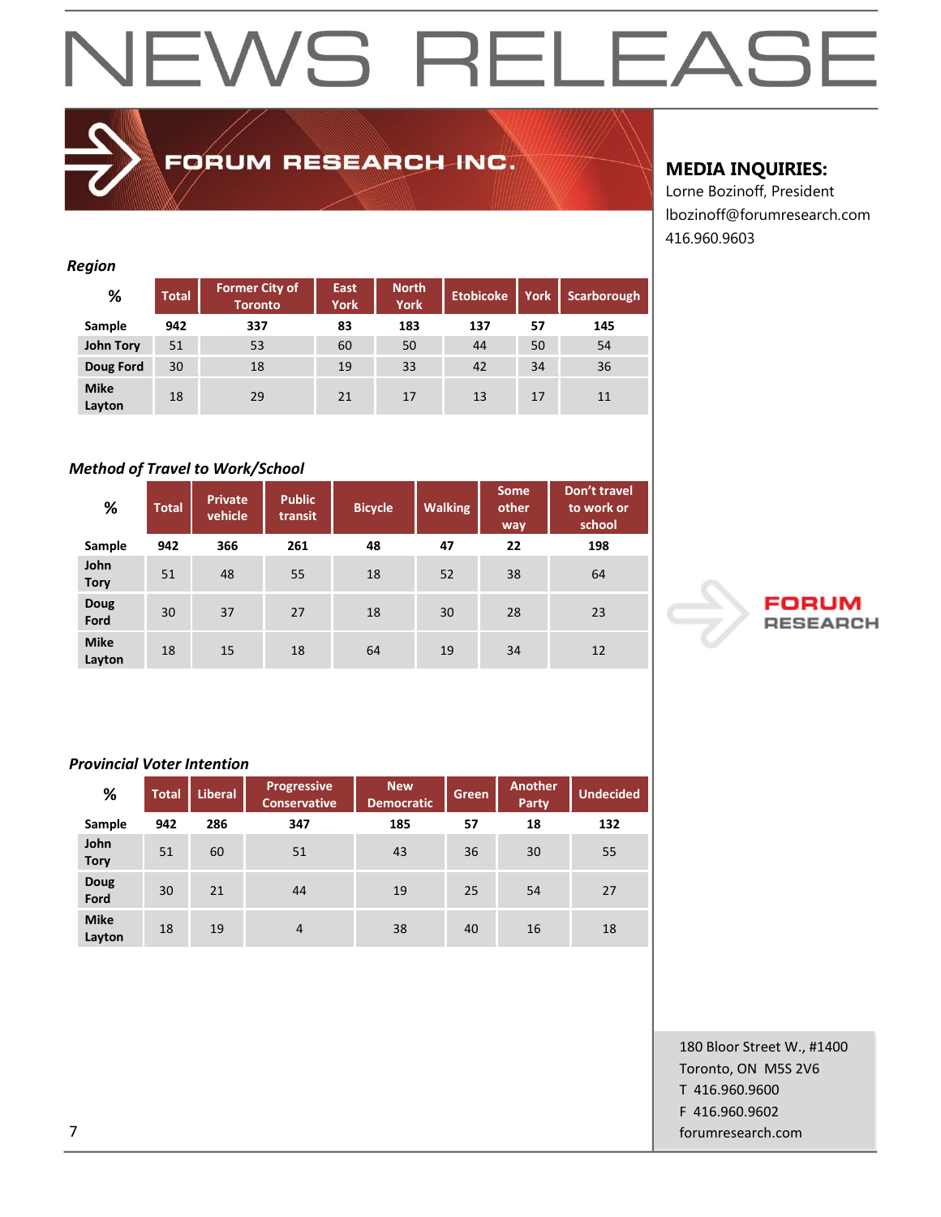# NEWS RELEASE

FORUM RESEARCH INC.

**MEDIA INQUIRIES:**
Lorne Bozinoff, President
lbozinoff@forumresearch.com
416.960.9603

***Region***

| % | Total | Former City of Toronto | East York | North York | Etobicoke | York | Scarborough |
|---|---|---|---|---|---|---|---|
| **Sample** | **942** | **337** | **83** | **183** | **137** | **57** | **145** |
| **John Tory** | 51 | 53 | 60 | 50 | 44 | 50 | 54 |
| **Doug Ford** | 30 | 18 | 19 | 33 | 42 | 34 | 36 |
| **Mike Layton** | 18 | 29 | 21 | 17 | 13 | 17 | 11 |

***Method of Travel to Work/School***

| % | Total | Private vehicle | Public transit | Bicycle | Walking | Some other way | Don't travel to work or school |
|---|---|---|---|---|---|---|---|
| **Sample** | **942** | **366** | **261** | **48** | **47** | **22** | **198** |
| **John Tory** | 51 | 48 | 55 | 18 | 52 | 38 | 64 |
| **Doug Ford** | 30 | 37 | 27 | 18 | 30 | 28 | 23 |
| **Mike Layton** | 18 | 15 | 18 | 64 | 19 | 34 | 12 |

***Provincial Voter Intention***

| % | Total | Liberal | Progressive Conservative | New Democratic | Green | Another Party | Undecided |
|---|---|---|---|---|---|---|---|
| **Sample** | **942** | **286** | **347** | **185** | **57** | **18** | **132** |
| **John Tory** | 51 | 60 | 51 | 43 | 36 | 30 | 55 |
| **Doug Ford** | 30 | 21 | 44 | 19 | 25 | 54 | 27 |
| **Mike Layton** | 18 | 19 | 4 | 38 | 40 | 16 | 18 |

FORUM RESEARCH

180 Bloor Street W., #1400
Toronto, ON M5S 2V6
T 416.960.9600
F 416.960.9602
forumresearch.com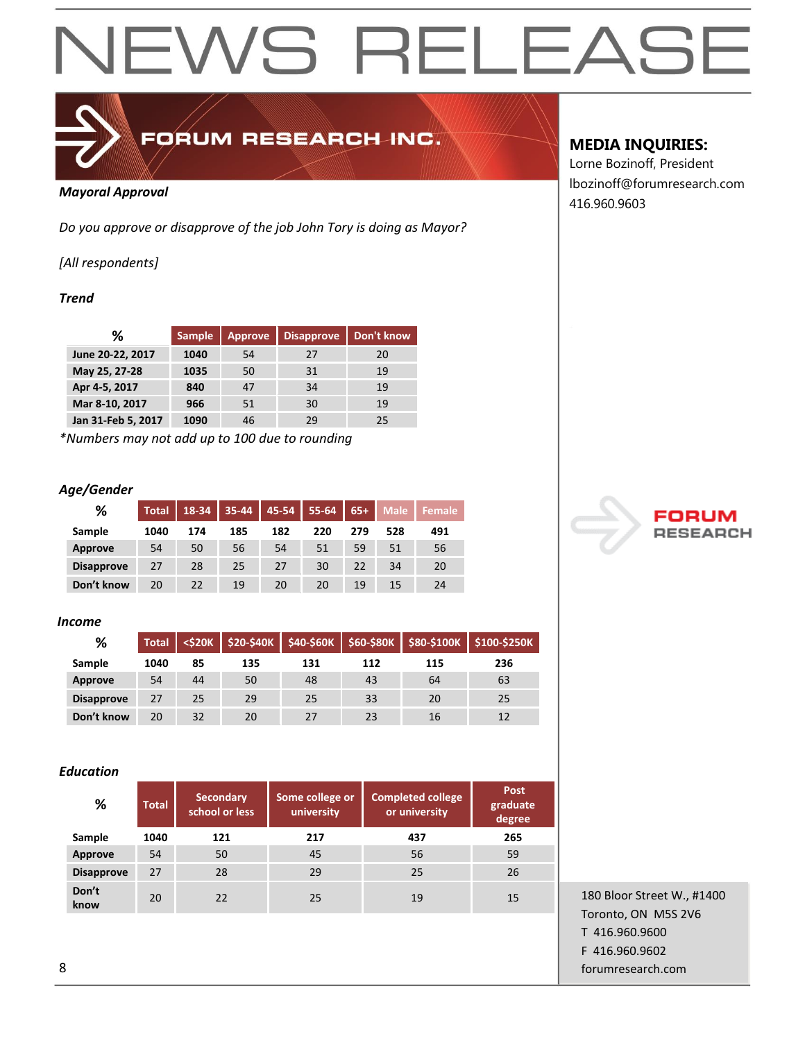# NEWS RELEASE

**FORUM RESEARCH INC.**

**MEDIA INQUIRIES:**
Lorne Bozinoff, President
lbozinoff@forumresearch.com
416.960.9603

***Mayoral Approval***

*Do you approve or disapprove of the job John Tory is doing as Mayor?*

*[All respondents]*

***Trend***

| % | Sample | Approve | Disapprove | Don't know |
|---|---|---|---|---|
| **June 20-22, 2017** | **1040** | 54 | 27 | 20 |
| **May 25, 27-28** | **1035** | 50 | 31 | 19 |
| **Apr 4-5, 2017** | **840** | 47 | 34 | 19 |
| **Mar 8-10, 2017** | **966** | 51 | 30 | 19 |
| **Jan 31-Feb 5, 2017** | **1090** | 46 | 29 | 25 |

**Numbers may not add up to 100 due to rounding*

***Age/Gender***

| % | Total | 18-34 | 35-44 | 45-54 | 55-64 | 65+ | Male | Female |
|---|---|---|---|---|---|---|---|---|
| **Sample** | **1040** | **174** | **185** | **182** | **220** | **279** | **528** | **491** |
| **Approve** | 54 | 50 | 56 | 54 | 51 | 59 | 51 | 56 |
| **Disapprove** | 27 | 28 | 25 | 27 | 30 | 22 | 34 | 20 |
| **Don't know** | 20 | 22 | 19 | 20 | 20 | 19 | 15 | 24 |

***Income***

| % | Total | <$20K | $20-$40K | $40-$60K | $60-$80K | $80-$100K | $100-$250K |
|---|---|---|---|---|---|---|---|
| **Sample** | **1040** | **85** | **135** | **131** | **112** | **115** | **236** |
| **Approve** | 54 | 44 | 50 | 48 | 43 | 64 | 63 |
| **Disapprove** | 27 | 25 | 29 | 25 | 33 | 20 | 25 |
| **Don't know** | 20 | 32 | 20 | 27 | 23 | 16 | 12 |

***Education***

| % | Total | Secondary school or less | Some college or university | Completed college or university | Post graduate degree |
|---|---|---|---|---|---|
| **Sample** | **1040** | **121** | **217** | **437** | **265** |
| **Approve** | 54 | 50 | 45 | 56 | 59 |
| **Disapprove** | 27 | 28 | 29 | 25 | 26 |
| **Don't know** | 20 | 22 | 25 | 19 | 15 |

**FORUM RESEARCH**

180 Bloor Street W., #1400
Toronto, ON M5S 2V6
T 416.960.9600
F 416.960.9602
forumresearch.com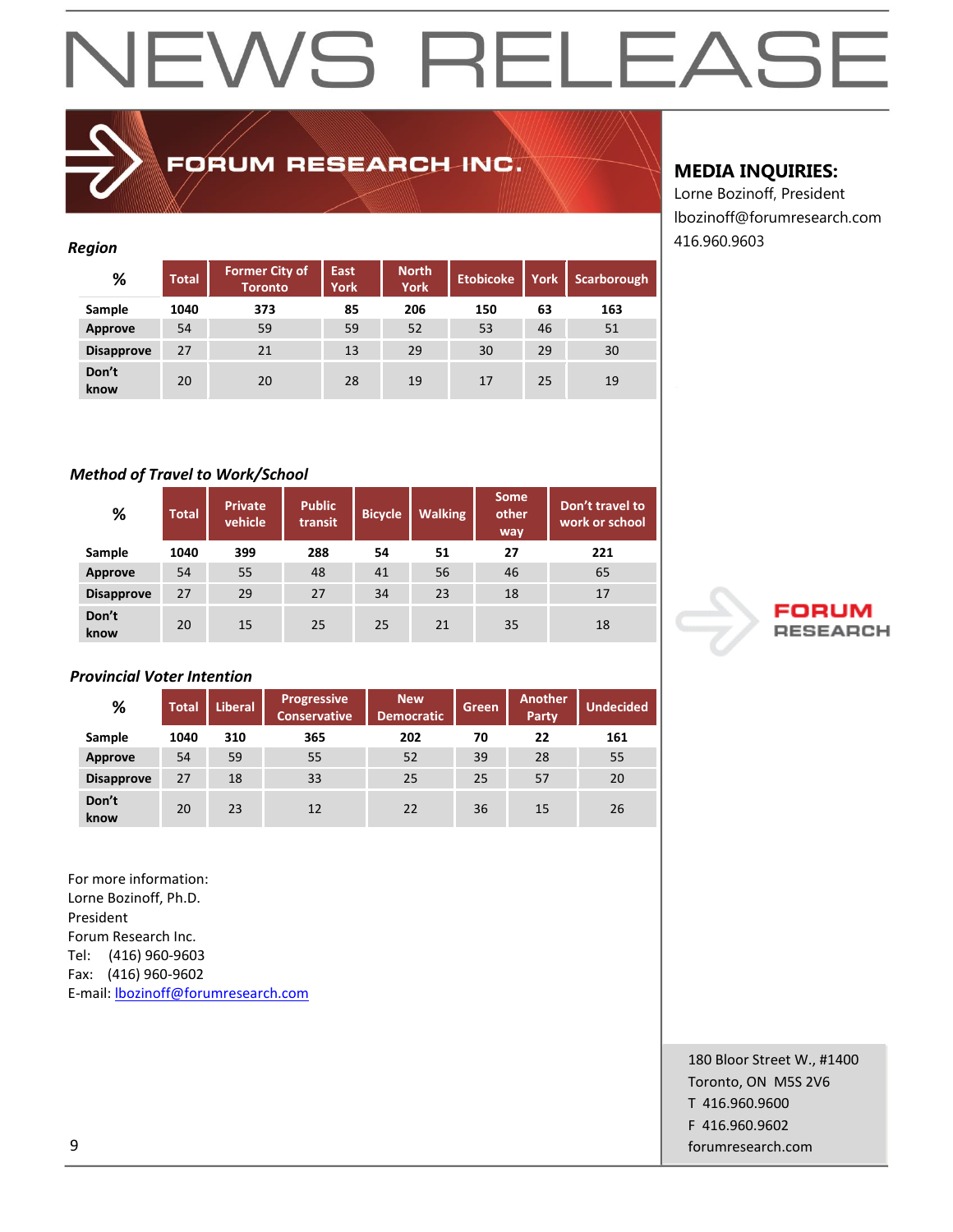# NEWS RELEASE

FORUM RESEARCH INC.

**MEDIA INQUIRIES:**
Lorne Bozinoff, President
lbozinoff@forumresearch.com
416.960.9603

***Region***

| % | Total | Former City of Toronto | East York | North York | Etobicoke | York | Scarborough |
|---|---|---|---|---|---|---|---|
| **Sample** | **1040** | **373** | **85** | **206** | **150** | **63** | **163** |
| **Approve** | 54 | 59 | 59 | 52 | 53 | 46 | 51 |
| **Disapprove** | 27 | 21 | 13 | 29 | 30 | 29 | 30 |
| **Don't know** | 20 | 20 | 28 | 19 | 17 | 25 | 19 |

***Method of Travel to Work/School***

| % | Total | Private vehicle | Public transit | Bicycle | Walking | Some other way | Don't travel to work or school |
|---|---|---|---|---|---|---|---|
| **Sample** | **1040** | **399** | **288** | **54** | **51** | **27** | **221** |
| **Approve** | 54 | 55 | 48 | 41 | 56 | 46 | 65 |
| **Disapprove** | 27 | 29 | 27 | 34 | 23 | 18 | 17 |
| **Don't know** | 20 | 15 | 25 | 25 | 21 | 35 | 18 |

***Provincial Voter Intention***

| % | Total | Liberal | Progressive Conservative | New Democratic | Green | Another Party | Undecided |
|---|---|---|---|---|---|---|---|
| **Sample** | **1040** | **310** | **365** | **202** | **70** | **22** | **161** |
| **Approve** | 54 | 59 | 55 | 52 | 39 | 28 | 55 |
| **Disapprove** | 27 | 18 | 33 | 25 | 25 | 57 | 20 |
| **Don't know** | 20 | 23 | 12 | 22 | 36 | 15 | 26 |

For more information:
Lorne Bozinoff, Ph.D.
President
Forum Research Inc.
Tel: (416) 960-9603
Fax: (416) 960-9602
E-mail: lbozinoff@forumresearch.com

FORUM RESEARCH

180 Bloor Street W., #1400
Toronto, ON M5S 2V6
T 416.960.9600
F 416.960.9602
forumresearch.com